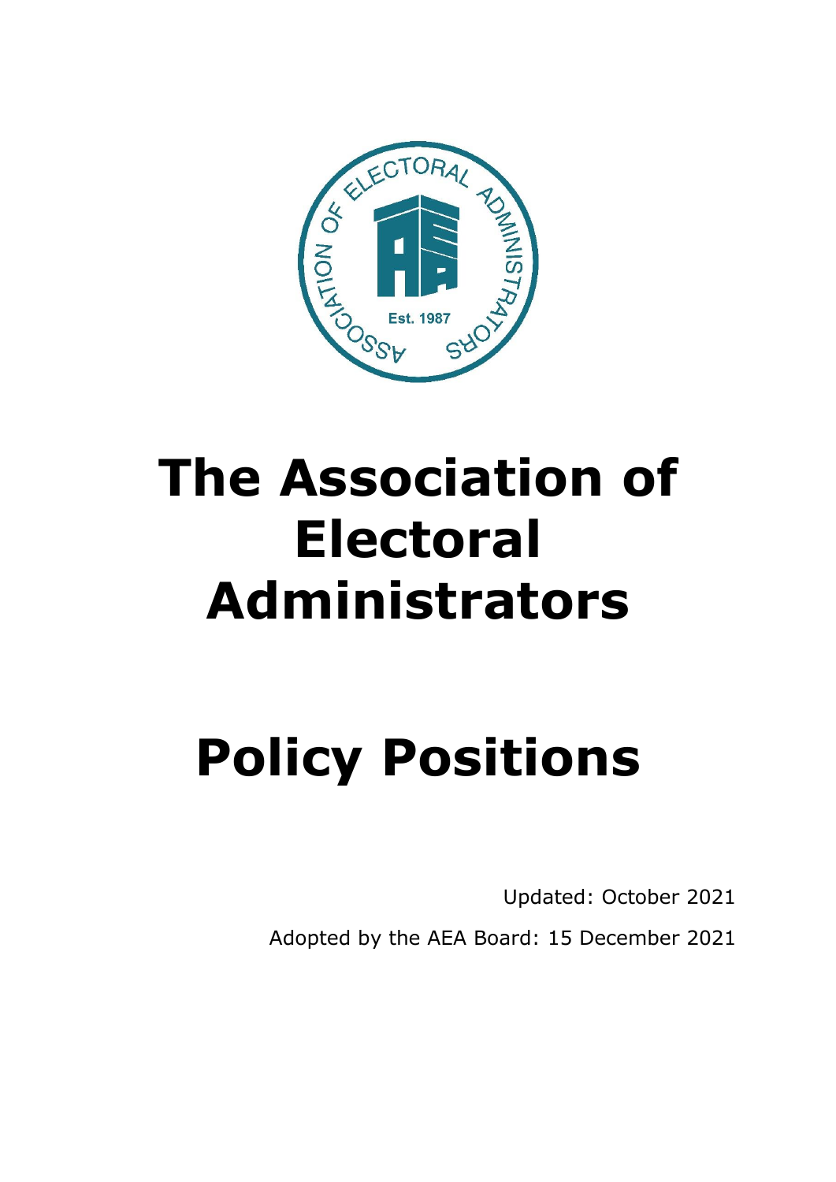# The Association of Electoral Administrators

# Policy Positions

Updated: October 2021

Adopted by the AEA Board: 15 December 2021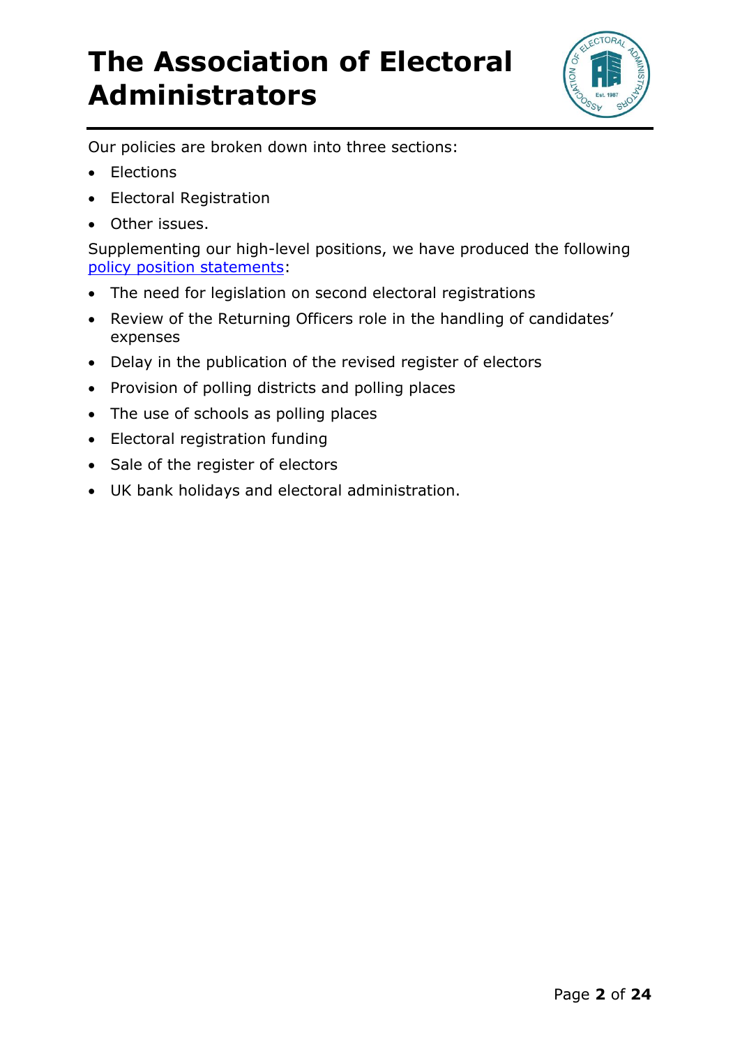Our policies are broken down into three sections:

- Elections
- Electoral Registration
- Other issues.

Supplementing our high-level positions, we have produced the following policy position statements:

- The need for legislation on second electoral registrations
- Review of the Returning Officers role in the handling of candidates' expenses
- Delay in the publication of the revised register of electors
- Provision of polling districts and polling places
- The use of schools as polling places
- Electoral registration funding
- Sale of the register of electors
- UK bank holidays and electoral administration.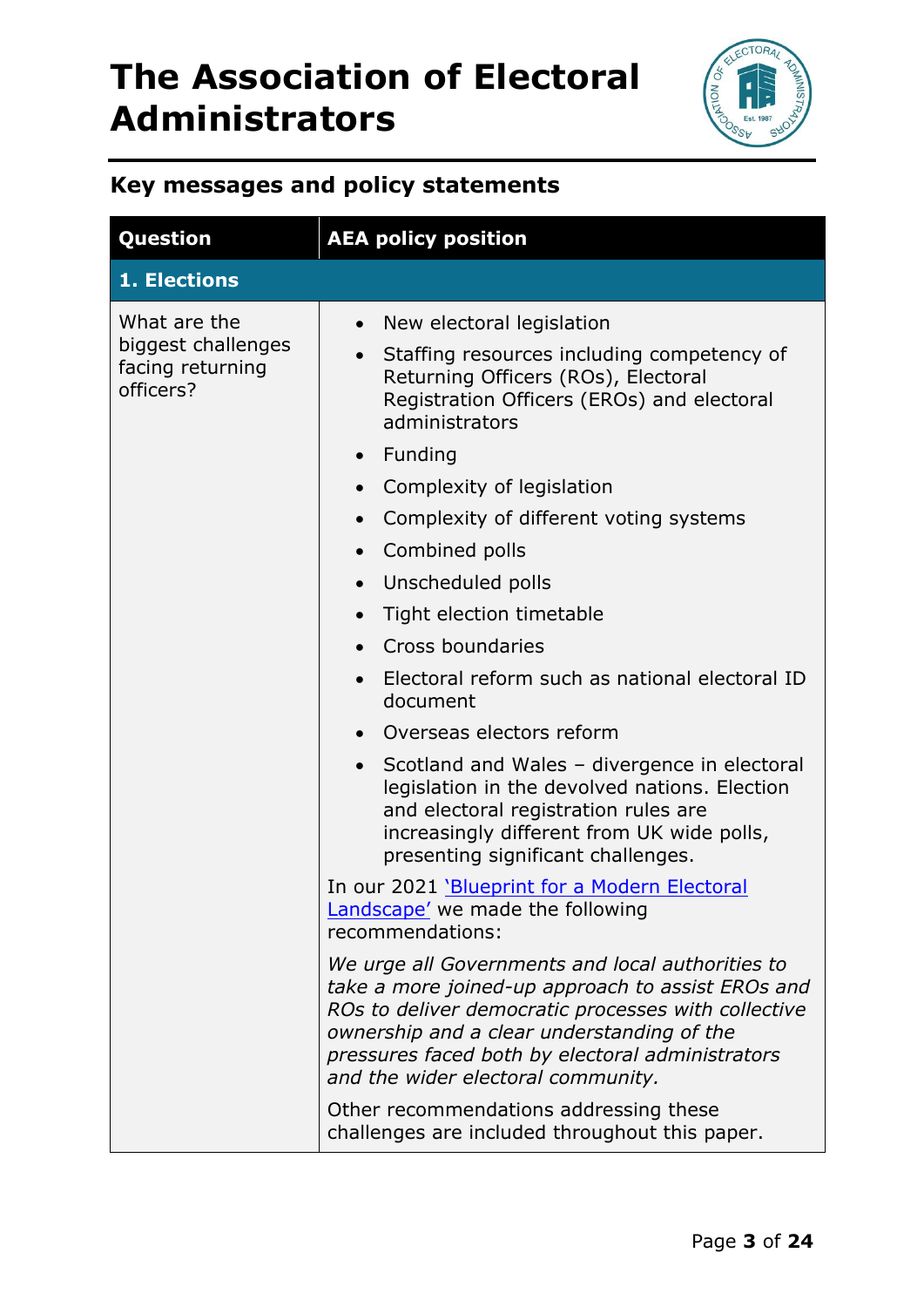# The Association of Electoral Administrators

## Key messages and policy statements

| Question | AEA policy position |
| --- | --- |
| **1. Elections** | |
| What are the biggest challenges facing returning officers? | • New electoral legislation<br>• Staffing resources including competency of Returning Officers (ROs), Electoral Registration Officers (EROs) and electoral administrators<br>• Funding<br>• Complexity of legislation<br>• Complexity of different voting systems<br>• Combined polls<br>• Unscheduled polls<br>• Tight election timetable<br>• Cross boundaries<br>• Electoral reform such as national electoral ID document<br>• Overseas electors reform<br>• Scotland and Wales – divergence in electoral legislation in the devolved nations. Election and electoral registration rules are increasingly different from UK wide polls, presenting significant challenges.<br><br>In our 2021 'Blueprint for a Modern Electoral Landscape' we made the following recommendations:<br><br>*We urge all Governments and local authorities to take a more joined-up approach to assist EROs and ROs to deliver democratic processes with collective ownership and a clear understanding of the pressures faced both by electoral administrators and the wider electoral community.*<br><br>Other recommendations addressing these challenges are included throughout this paper. |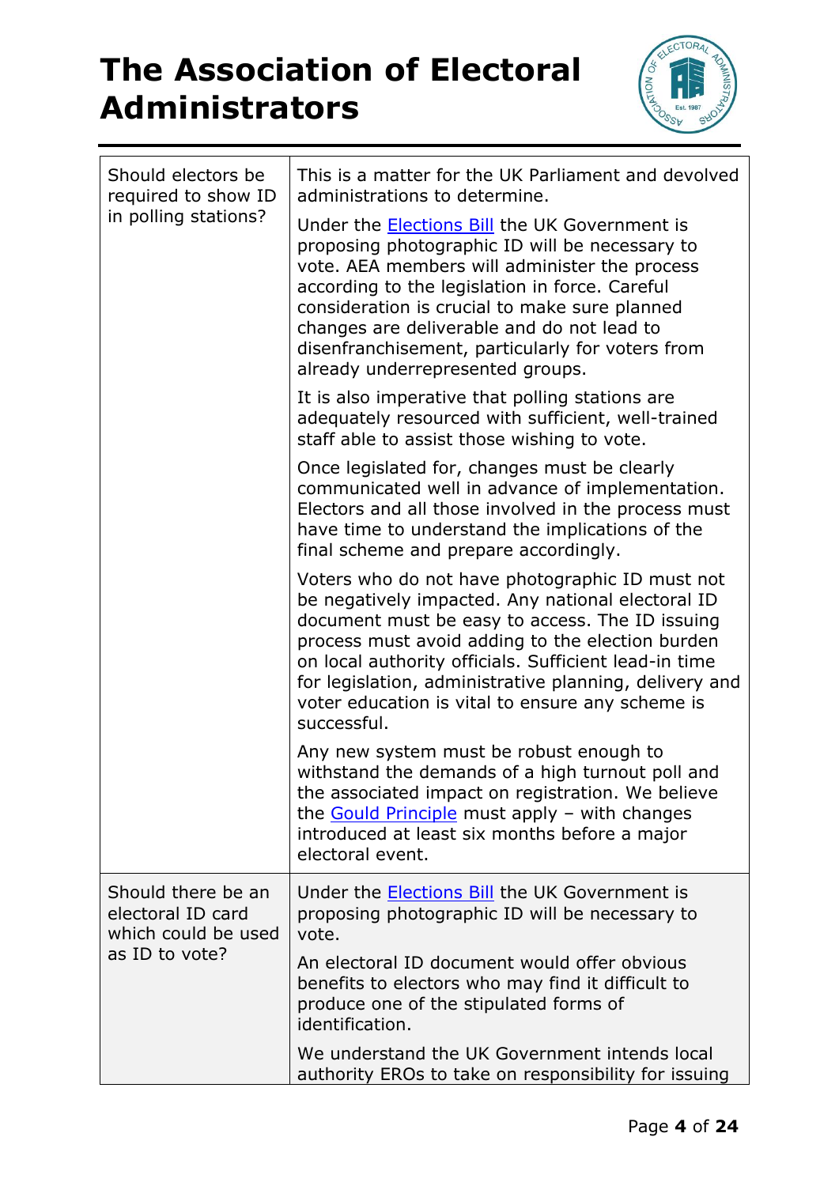# The Association of Electoral Administrators

| | |
|---|---|
| Should electors be required to show ID in polling stations? | This is a matter for the UK Parliament and devolved administrations to determine.<br><br>Under the Elections Bill the UK Government is proposing photographic ID will be necessary to vote. AEA members will administer the process according to the legislation in force. Careful consideration is crucial to make sure planned changes are deliverable and do not lead to disenfranchisement, particularly for voters from already underrepresented groups.<br><br>It is also imperative that polling stations are adequately resourced with sufficient, well-trained staff able to assist those wishing to vote.<br><br>Once legislated for, changes must be clearly communicated well in advance of implementation. Electors and all those involved in the process must have time to understand the implications of the final scheme and prepare accordingly.<br><br>Voters who do not have photographic ID must not be negatively impacted. Any national electoral ID document must be easy to access. The ID issuing process must avoid adding to the election burden on local authority officials. Sufficient lead-in time for legislation, administrative planning, delivery and voter education is vital to ensure any scheme is successful.<br><br>Any new system must be robust enough to withstand the demands of a high turnout poll and the associated impact on registration. We believe the Gould Principle must apply – with changes introduced at least six months before a major electoral event. |
| Should there be an electoral ID card which could be used as ID to vote? | Under the Elections Bill the UK Government is proposing photographic ID will be necessary to vote.<br><br>An electoral ID document would offer obvious benefits to electors who may find it difficult to produce one of the stipulated forms of identification.<br><br>We understand the UK Government intends local authority EROs to take on responsibility for issuing |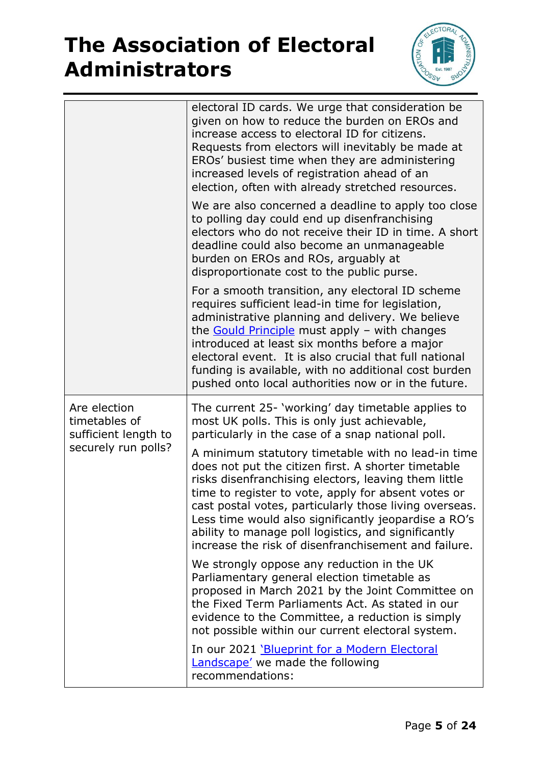| | |
|---|---|
| | electoral ID cards. We urge that consideration be given on how to reduce the burden on EROs and increase access to electoral ID for citizens. Requests from electors will inevitably be made at EROs' busiest time when they are administering increased levels of registration ahead of an election, often with already stretched resources.<br><br>We are also concerned a deadline to apply too close to polling day could end up disenfranchising electors who do not receive their ID in time. A short deadline could also become an unmanageable burden on EROs and ROs, arguably at disproportionate cost to the public purse.<br><br>For a smooth transition, any electoral ID scheme requires sufficient lead-in time for legislation, administrative planning and delivery. We believe the Gould Principle must apply – with changes introduced at least six months before a major electoral event. It is also crucial that full national funding is available, with no additional cost burden pushed onto local authorities now or in the future. |
| Are election timetables of sufficient length to securely run polls? | The current 25- 'working' day timetable applies to most UK polls. This is only just achievable, particularly in the case of a snap national poll.<br><br>A minimum statutory timetable with no lead-in time does not put the citizen first. A shorter timetable risks disenfranchising electors, leaving them little time to register to vote, apply for absent votes or cast postal votes, particularly those living overseas. Less time would also significantly jeopardise a RO's ability to manage poll logistics, and significantly increase the risk of disenfranchisement and failure.<br><br>We strongly oppose any reduction in the UK Parliamentary general election timetable as proposed in March 2021 by the Joint Committee on the Fixed Term Parliaments Act. As stated in our evidence to the Committee, a reduction is simply not possible within our current electoral system.<br><br>In our 2021 'Blueprint for a Modern Electoral Landscape' we made the following recommendations: |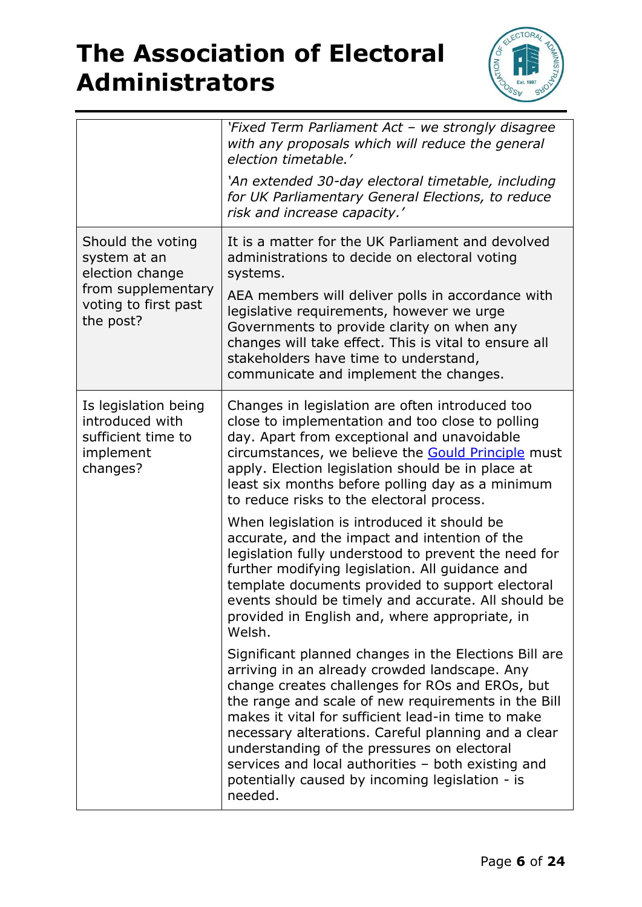| | |
|---|---|
| | *'Fixed Term Parliament Act – we strongly disagree with any proposals which will reduce the general election timetable.'*<br><br>*'An extended 30-day electoral timetable, including for UK Parliamentary General Elections, to reduce risk and increase capacity.'* |
| Should the voting system at an election change from supplementary voting to first past the post? | It is a matter for the UK Parliament and devolved administrations to decide on electoral voting systems.<br><br>AEA members will deliver polls in accordance with legislative requirements, however we urge Governments to provide clarity on when any changes will take effect. This is vital to ensure all stakeholders have time to understand, communicate and implement the changes. |
| Is legislation being introduced with sufficient time to implement changes? | Changes in legislation are often introduced too close to implementation and too close to polling day. Apart from exceptional and unavoidable circumstances, we believe the [Gould Principle]() must apply. Election legislation should be in place at least six months before polling day as a minimum to reduce risks to the electoral process.<br><br>When legislation is introduced it should be accurate, and the impact and intention of the legislation fully understood to prevent the need for further modifying legislation. All guidance and template documents provided to support electoral events should be timely and accurate. All should be provided in English and, where appropriate, in Welsh.<br><br>Significant planned changes in the Elections Bill are arriving in an already crowded landscape. Any change creates challenges for ROs and EROs, but the range and scale of new requirements in the Bill makes it vital for sufficient lead-in time to make necessary alterations. Careful planning and a clear understanding of the pressures on electoral services and local authorities – both existing and potentially caused by incoming legislation - is needed. |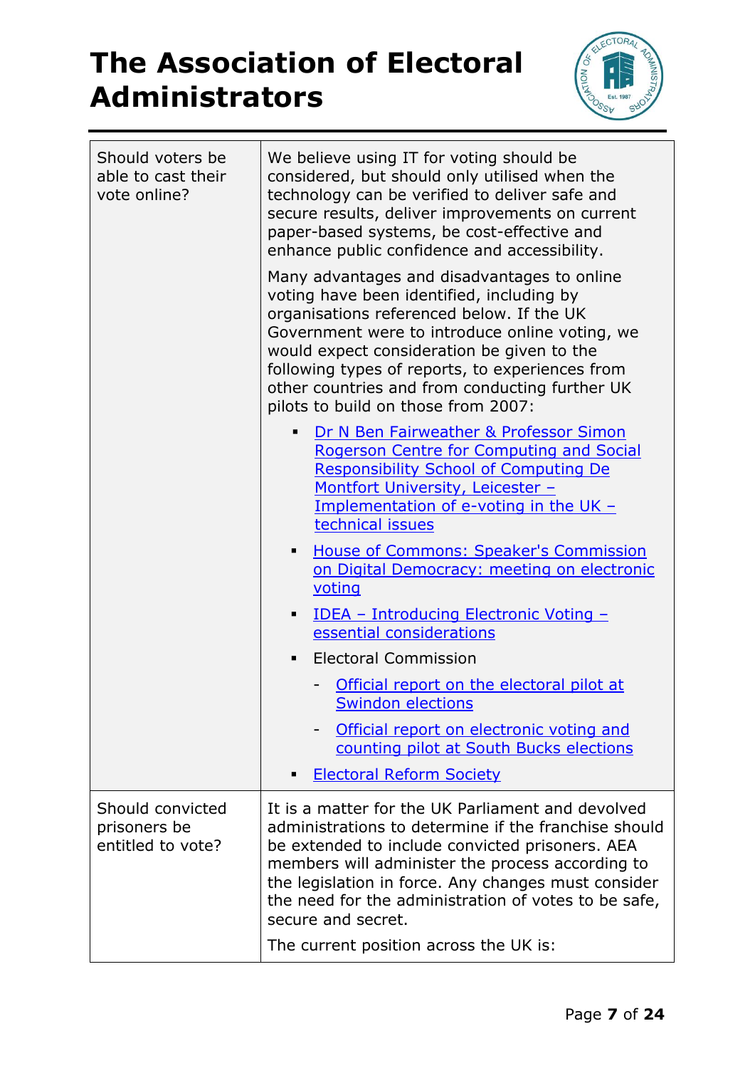| Should voters be able to cast their vote online? | We believe using IT for voting should be considered, but should only utilised when the technology can be verified to deliver safe and secure results, deliver improvements on current paper-based systems, be cost-effective and enhance public confidence and accessibility.<br><br>Many advantages and disadvantages to online voting have been identified, including by organisations referenced below. If the UK Government were to introduce online voting, we would expect consideration be given to the following types of reports, to experiences from other countries and from conducting further UK pilots to build on those from 2007:<br><br>▪ Dr N Ben Fairweather & Professor Simon Rogerson Centre for Computing and Social Responsibility School of Computing De Montfort University, Leicester – Implementation of e-voting in the UK – technical issues<br>▪ House of Commons: Speaker's Commission on Digital Democracy: meeting on electronic voting<br>▪ IDEA – Introducing Electronic Voting – essential considerations<br>▪ Electoral Commission<br>&nbsp;&nbsp;&nbsp;- Official report on the electoral pilot at Swindon elections<br>&nbsp;&nbsp;&nbsp;- Official report on electronic voting and counting pilot at South Bucks elections<br>▪ Electoral Reform Society |
|---|---|
| Should convicted prisoners be entitled to vote? | It is a matter for the UK Parliament and devolved administrations to determine if the franchise should be extended to include convicted prisoners. AEA members will administer the process according to the legislation in force. Any changes must consider the need for the administration of votes to be safe, secure and secret.<br><br>The current position across the UK is: |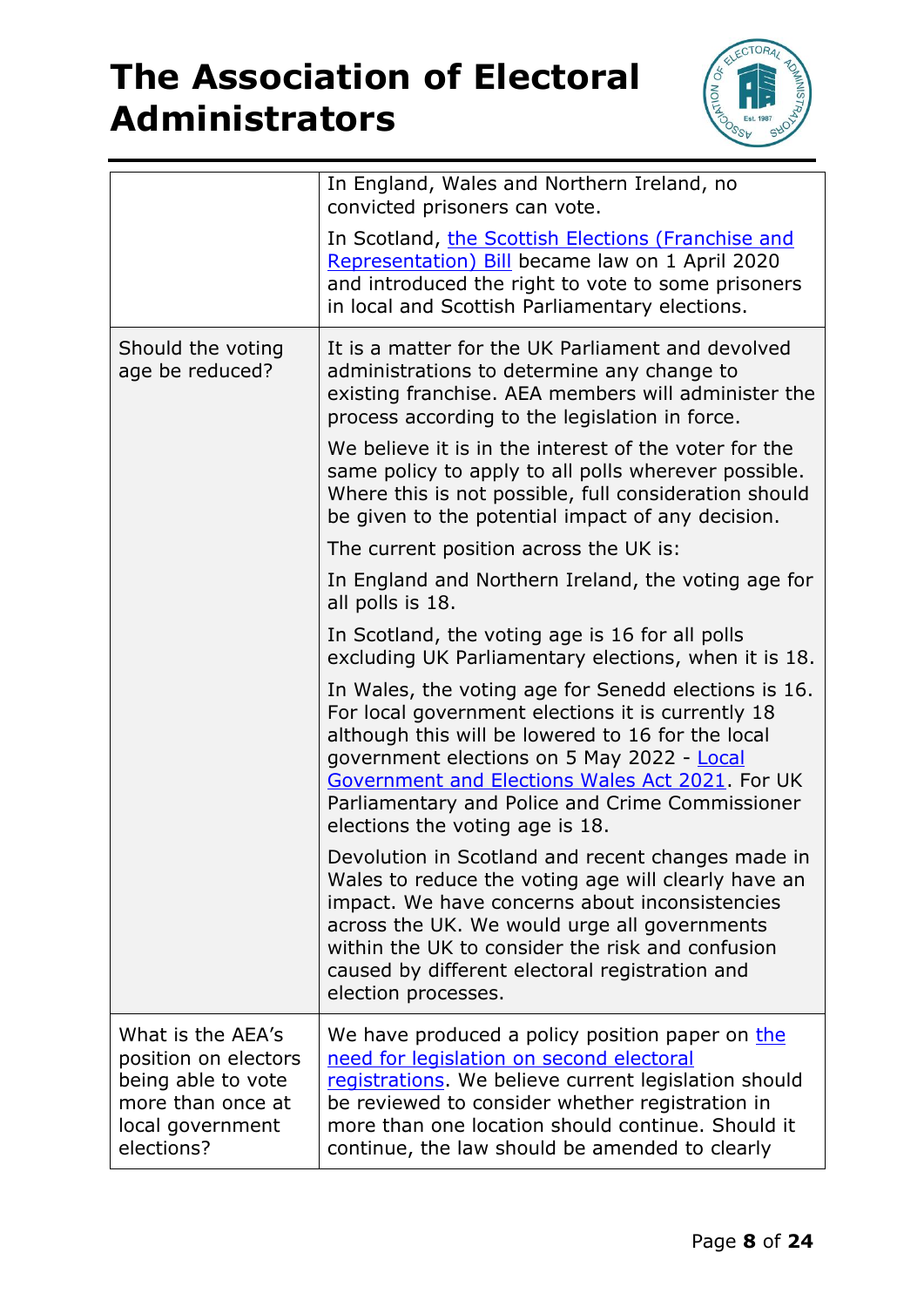| | |
|---|---|
| | In England, Wales and Northern Ireland, no convicted prisoners can vote.<br><br>In Scotland, [the Scottish Elections (Franchise and Representation) Bill]() became law on 1 April 2020 and introduced the right to vote to some prisoners in local and Scottish Parliamentary elections. |
| Should the voting age be reduced? | It is a matter for the UK Parliament and devolved administrations to determine any change to existing franchise. AEA members will administer the process according to the legislation in force.<br><br>We believe it is in the interest of the voter for the same policy to apply to all polls wherever possible. Where this is not possible, full consideration should be given to the potential impact of any decision.<br><br>The current position across the UK is:<br><br>In England and Northern Ireland, the voting age for all polls is 18.<br><br>In Scotland, the voting age is 16 for all polls excluding UK Parliamentary elections, when it is 18.<br><br>In Wales, the voting age for Senedd elections is 16. For local government elections it is currently 18 although this will be lowered to 16 for the local government elections on 5 May 2022 - [Local Government and Elections Wales Act 2021](). For UK Parliamentary and Police and Crime Commissioner elections the voting age is 18.<br><br>Devolution in Scotland and recent changes made in Wales to reduce the voting age will clearly have an impact. We have concerns about inconsistencies across the UK. We would urge all governments within the UK to consider the risk and confusion caused by different electoral registration and election processes. |
| What is the AEA's position on electors being able to vote more than once at local government elections? | We have produced a policy position paper on [the need for legislation on second electoral registrations](). We believe current legislation should be reviewed to consider whether registration in more than one location should continue. Should it continue, the law should be amended to clearly |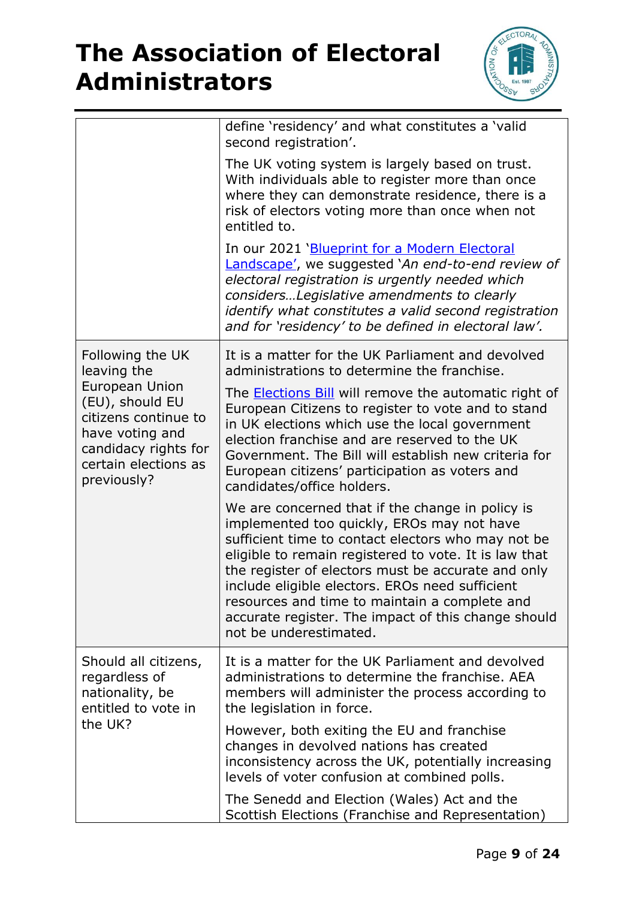| | |
|---|---|
| | define 'residency' and what constitutes a 'valid second registration'.<br><br>The UK voting system is largely based on trust. With individuals able to register more than once where they can demonstrate residence, there is a risk of electors voting more than once when not entitled to.<br><br>In our 2021 '[Blueprint for a Modern Electoral Landscape](#)', we suggested '*An end-to-end review of electoral registration is urgently needed which considers…Legislative amendments to clearly identify what constitutes a valid second registration and for 'residency' to be defined in electoral law'.* |
| Following the UK leaving the European Union (EU), should EU citizens continue to have voting and candidacy rights for certain elections as previously? | It is a matter for the UK Parliament and devolved administrations to determine the franchise.<br><br>The [Elections Bill](#) will remove the automatic right of European Citizens to register to vote and to stand in UK elections which use the local government election franchise and are reserved to the UK Government. The Bill will establish new criteria for European citizens' participation as voters and candidates/office holders.<br><br>We are concerned that if the change in policy is implemented too quickly, EROs may not have sufficient time to contact electors who may not be eligible to remain registered to vote. It is law that the register of electors must be accurate and only include eligible electors. EROs need sufficient resources and time to maintain a complete and accurate register. The impact of this change should not be underestimated. |
| Should all citizens, regardless of nationality, be entitled to vote in the UK? | It is a matter for the UK Parliament and devolved administrations to determine the franchise. AEA members will administer the process according to the legislation in force.<br><br>However, both exiting the EU and franchise changes in devolved nations has created inconsistency across the UK, potentially increasing levels of voter confusion at combined polls.<br><br>The Senedd and Election (Wales) Act and the Scottish Elections (Franchise and Representation) |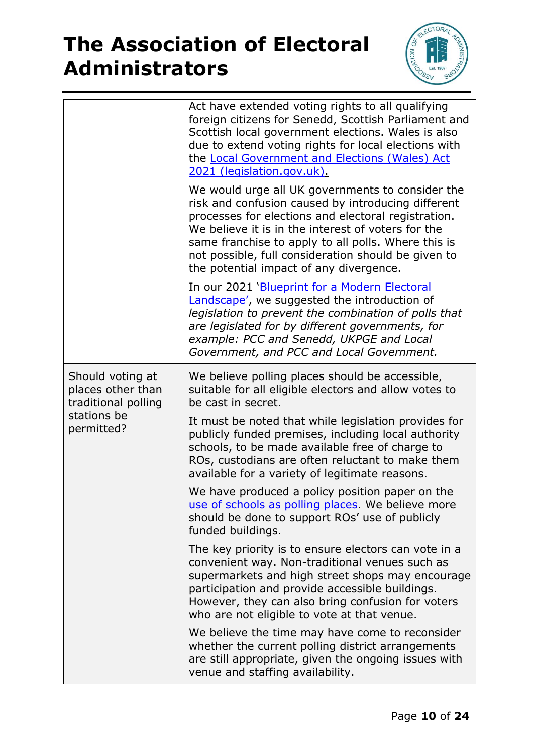| | |
|---|---|
| | Act have extended voting rights to all qualifying foreign citizens for Senedd, Scottish Parliament and Scottish local government elections. Wales is also due to extend voting rights for local elections with the [Local Government and Elections (Wales) Act 2021 (legislation.gov.uk)](). <br><br> We would urge all UK governments to consider the risk and confusion caused by introducing different processes for elections and electoral registration. We believe it is in the interest of voters for the same franchise to apply to all polls. Where this is not possible, full consideration should be given to the potential impact of any divergence. <br><br> In our 2021 '[Blueprint for a Modern Electoral Landscape']()', we suggested the introduction of *legislation to prevent the combination of polls that are legislated for by different governments, for example: PCC and Senedd, UKPGE and Local Government, and PCC and Local Government.* |
| Should voting at places other than traditional polling stations be permitted? | We believe polling places should be accessible, suitable for all eligible electors and allow votes to be cast in secret. <br><br> It must be noted that while legislation provides for publicly funded premises, including local authority schools, to be made available free of charge to ROs, custodians are often reluctant to make them available for a variety of legitimate reasons. <br><br> We have produced a policy position paper on the [use of schools as polling places](). We believe more should be done to support ROs' use of publicly funded buildings. <br><br> The key priority is to ensure electors can vote in a convenient way. Non-traditional venues such as supermarkets and high street shops may encourage participation and provide accessible buildings. However, they can also bring confusion for voters who are not eligible to vote at that venue. <br><br> We believe the time may have come to reconsider whether the current polling district arrangements are still appropriate, given the ongoing issues with venue and staffing availability. |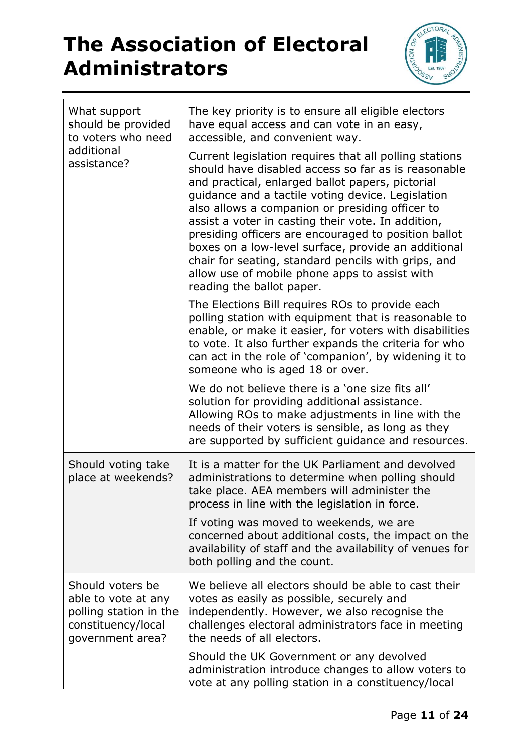# The Association of Electoral Administrators

| | |
|---|---|
| What support should be provided to voters who need additional assistance? | The key priority is to ensure all eligible electors have equal access and can vote in an easy, accessible, and convenient way.<br><br>Current legislation requires that all polling stations should have disabled access so far as is reasonable and practical, enlarged ballot papers, pictorial guidance and a tactile voting device. Legislation also allows a companion or presiding officer to assist a voter in casting their vote. In addition, presiding officers are encouraged to position ballot boxes on a low-level surface, provide an additional chair for seating, standard pencils with grips, and allow use of mobile phone apps to assist with reading the ballot paper.<br><br>The Elections Bill requires ROs to provide each polling station with equipment that is reasonable to enable, or make it easier, for voters with disabilities to vote. It also further expands the criteria for who can act in the role of 'companion', by widening it to someone who is aged 18 or over.<br><br>We do not believe there is a 'one size fits all' solution for providing additional assistance. Allowing ROs to make adjustments in line with the needs of their voters is sensible, as long as they are supported by sufficient guidance and resources. |
| Should voting take place at weekends? | It is a matter for the UK Parliament and devolved administrations to determine when polling should take place. AEA members will administer the process in line with the legislation in force.<br><br>If voting was moved to weekends, we are concerned about additional costs, the impact on the availability of staff and the availability of venues for both polling and the count. |
| Should voters be able to vote at any polling station in the constituency/local government area? | We believe all electors should be able to cast their votes as easily as possible, securely and independently. However, we also recognise the challenges electoral administrators face in meeting the needs of all electors.<br><br>Should the UK Government or any devolved administration introduce changes to allow voters to vote at any polling station in a constituency/local |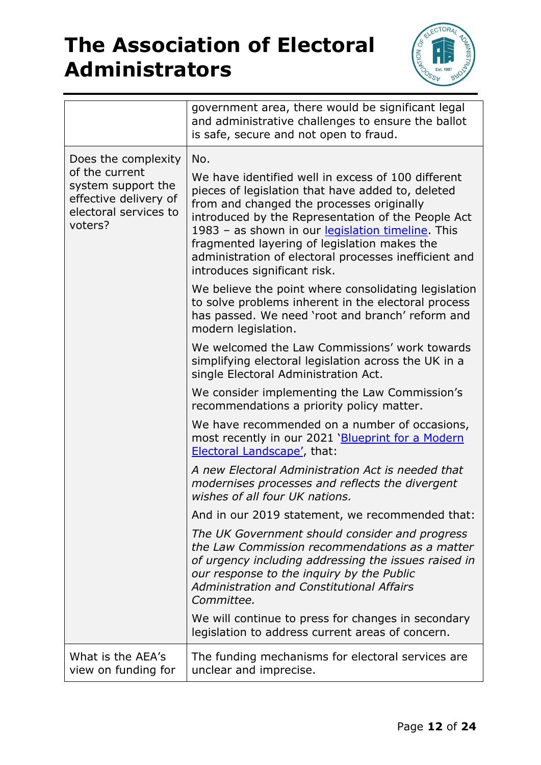| | |
|---|---|
| | government area, there would be significant legal and administrative challenges to ensure the ballot is safe, secure and not open to fraud. |
| Does the complexity of the current system support the effective delivery of electoral services to voters? | No.<br><br>We have identified well in excess of 100 different pieces of legislation that have added to, deleted from and changed the processes originally introduced by the Representation of the People Act 1983 – as shown in our legislation timeline. This fragmented layering of legislation makes the administration of electoral processes inefficient and introduces significant risk.<br><br>We believe the point where consolidating legislation to solve problems inherent in the electoral process has passed. We need 'root and branch' reform and modern legislation.<br><br>We welcomed the Law Commissions' work towards simplifying electoral legislation across the UK in a single Electoral Administration Act.<br><br>We consider implementing the Law Commission's recommendations a priority policy matter.<br><br>We have recommended on a number of occasions, most recently in our 2021 'Blueprint for a Modern Electoral Landscape', that:<br><br>*A new Electoral Administration Act is needed that modernises processes and reflects the divergent wishes of all four UK nations.*<br><br>And in our 2019 statement, we recommended that:<br><br>*The UK Government should consider and progress the Law Commission recommendations as a matter of urgency including addressing the issues raised in our response to the inquiry by the Public Administration and Constitutional Affairs Committee.*<br><br>We will continue to press for changes in secondary legislation to address current areas of concern. |
| What is the AEA's view on funding for | The funding mechanisms for electoral services are unclear and imprecise. |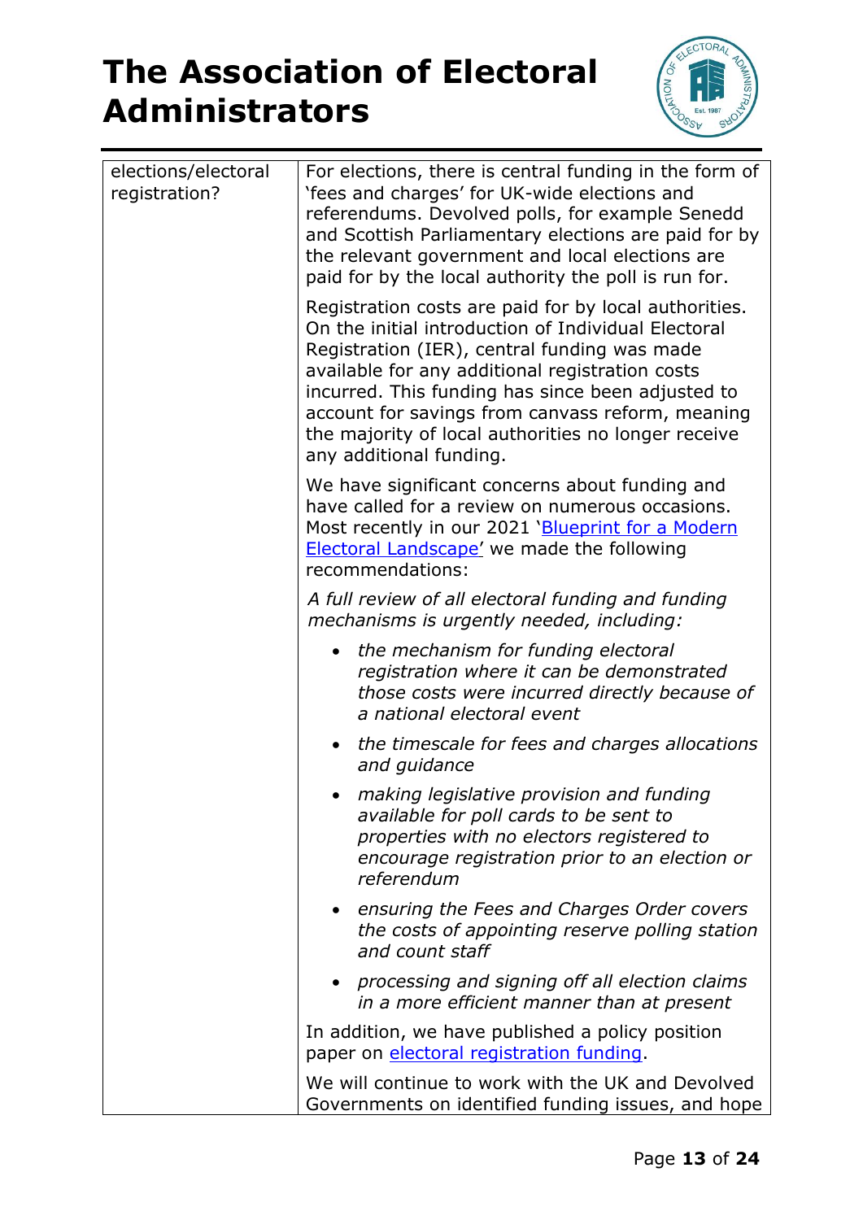| elections/electoral registration? | For elections, there is central funding in the form of 'fees and charges' for UK-wide elections and referendums. Devolved polls, for example Senedd and Scottish Parliamentary elections are paid for by the relevant government and local elections are paid for by the local authority the poll is run for.<br><br>Registration costs are paid for by local authorities. On the initial introduction of Individual Electoral Registration (IER), central funding was made available for any additional registration costs incurred. This funding has since been adjusted to account for savings from canvass reform, meaning the majority of local authorities no longer receive any additional funding.<br><br>We have significant concerns about funding and have called for a review on numerous occasions. Most recently in our 2021 '[Blueprint for a Modern Electoral Landscape]' we made the following recommendations:<br><br>*A full review of all electoral funding and funding mechanisms is urgently needed, including:*<br><br>• *the mechanism for funding electoral registration where it can be demonstrated those costs were incurred directly because of a national electoral event*<br>• *the timescale for fees and charges allocations and guidance*<br>• *making legislative provision and funding available for poll cards to be sent to properties with no electors registered to encourage registration prior to an election or referendum*<br>• *ensuring the Fees and Charges Order covers the costs of appointing reserve polling station and count staff*<br>• *processing and signing off all election claims in a more efficient manner than at present*<br><br>In addition, we have published a policy position paper on [electoral registration funding].<br><br>We will continue to work with the UK and Devolved Governments on identified funding issues, and hope |
|---|---|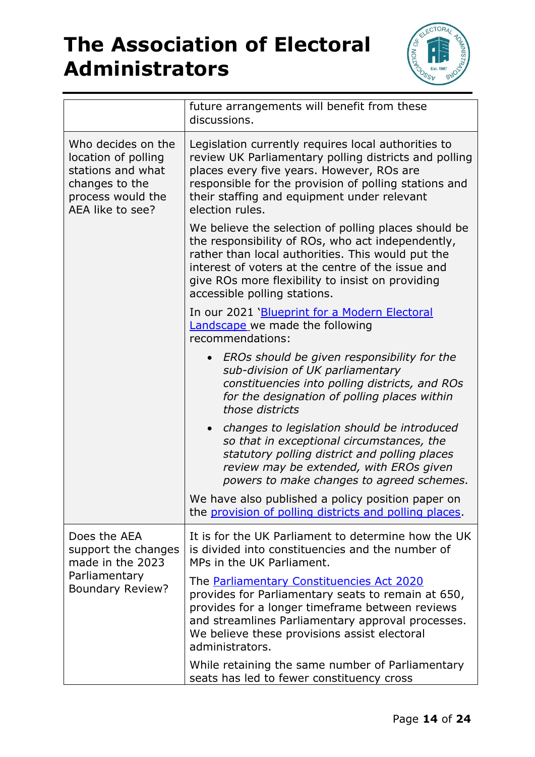|  |  |
| --- | --- |
|  | future arrangements will benefit from these discussions. |
| Who decides on the location of polling stations and what changes to the process would the AEA like to see? | Legislation currently requires local authorities to review UK Parliamentary polling districts and polling places every five years. However, ROs are responsible for the provision of polling stations and their staffing and equipment under relevant election rules.<br><br>We believe the selection of polling places should be the responsibility of ROs, who act independently, rather than local authorities. This would put the interest of voters at the centre of the issue and give ROs more flexibility to insist on providing accessible polling stations.<br><br>In our 2021 'Blueprint for a Modern Electoral Landscape we made the following recommendations:<br><br>• *EROs should be given responsibility for the sub-division of UK parliamentary constituencies into polling districts, and ROs for the designation of polling places within those districts*<br><br>• *changes to legislation should be introduced so that in exceptional circumstances, the statutory polling district and polling places review may be extended, with EROs given powers to make changes to agreed schemes.*<br><br>We have also published a policy position paper on the provision of polling districts and polling places. |
| Does the AEA support the changes made in the 2023 Parliamentary Boundary Review? | It is for the UK Parliament to determine how the UK is divided into constituencies and the number of MPs in the UK Parliament.<br><br>The Parliamentary Constituencies Act 2020 provides for Parliamentary seats to remain at 650, provides for a longer timeframe between reviews and streamlines Parliamentary approval processes. We believe these provisions assist electoral administrators.<br><br>While retaining the same number of Parliamentary seats has led to fewer constituency cross |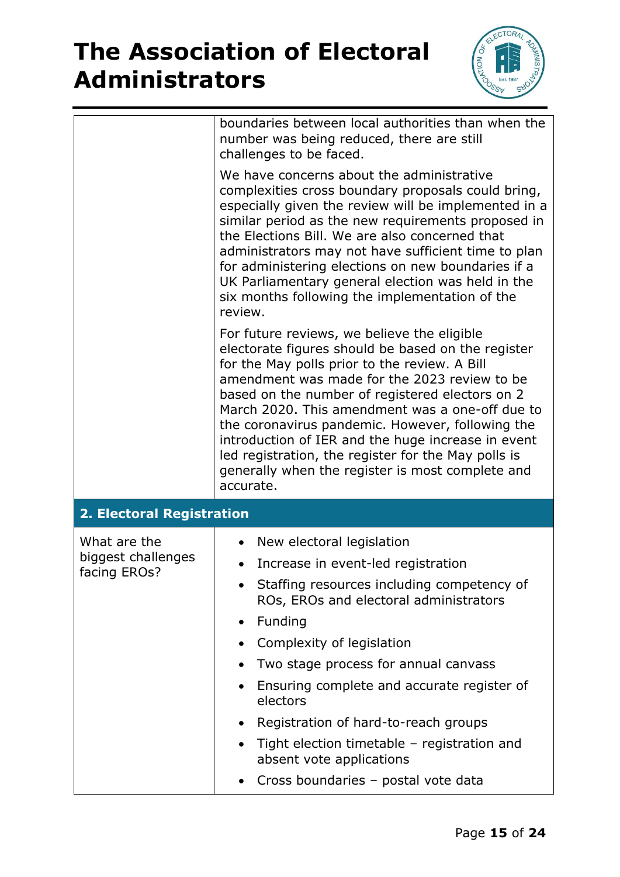| | |
|---|---|
| | boundaries between local authorities than when the number was being reduced, there are still challenges to be faced.<br><br>We have concerns about the administrative complexities cross boundary proposals could bring, especially given the review will be implemented in a similar period as the new requirements proposed in the Elections Bill. We are also concerned that administrators may not have sufficient time to plan for administering elections on new boundaries if a UK Parliamentary general election was held in the six months following the implementation of the review.<br><br>For future reviews, we believe the eligible electorate figures should be based on the register for the May polls prior to the review. A Bill amendment was made for the 2023 review to be based on the number of registered electors on 2 March 2020. This amendment was a one-off due to the coronavirus pandemic. However, following the introduction of IER and the huge increase in event led registration, the register for the May polls is generally when the register is most complete and accurate. |
| **2. Electoral Registration** | |
| What are the biggest challenges facing EROs? | • New electoral legislation<br>• Increase in event-led registration<br>• Staffing resources including competency of ROs, EROs and electoral administrators<br>• Funding<br>• Complexity of legislation<br>• Two stage process for annual canvass<br>• Ensuring complete and accurate register of electors<br>• Registration of hard-to-reach groups<br>• Tight election timetable – registration and absent vote applications<br>• Cross boundaries – postal vote data |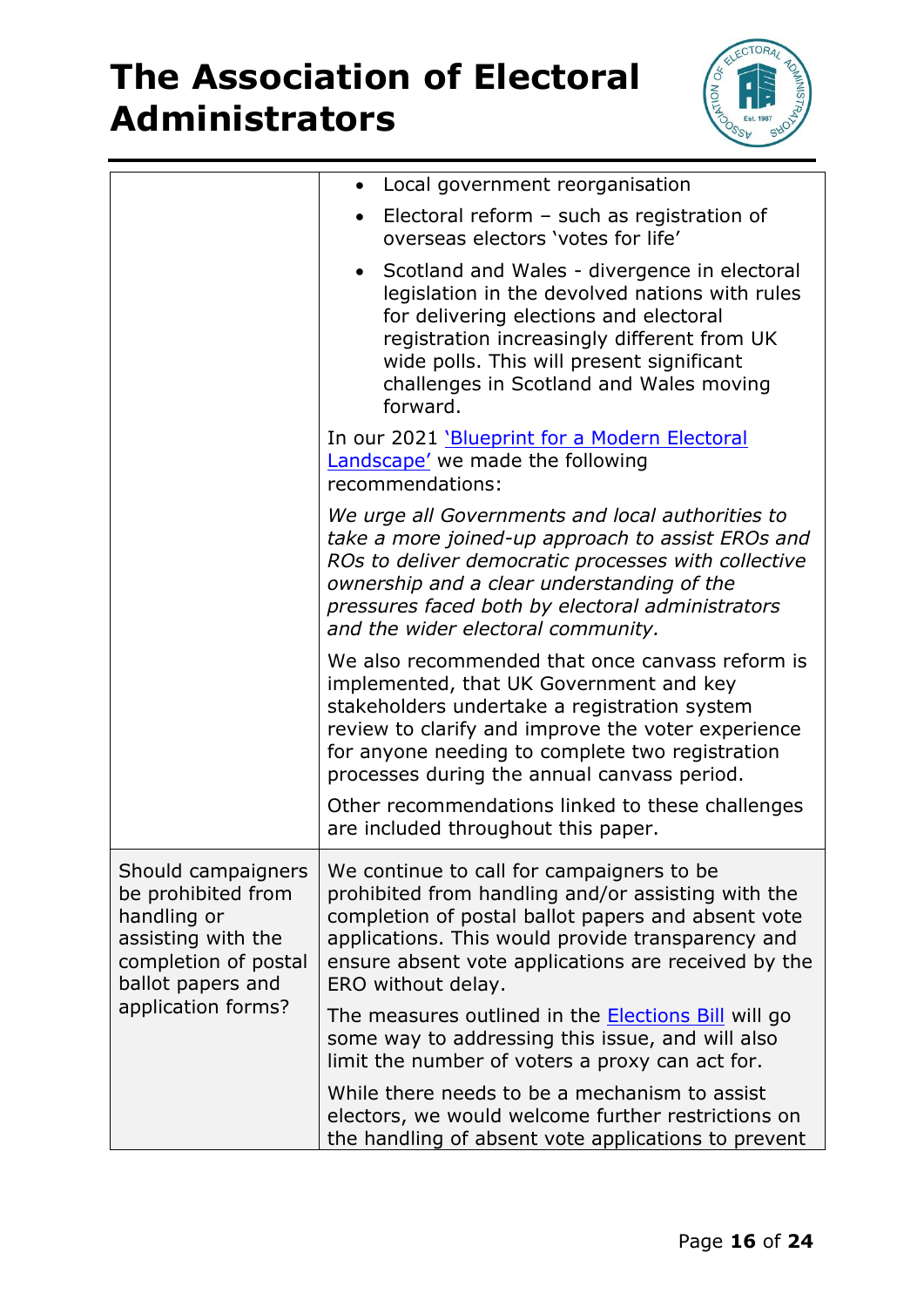| | |
|---|---|
| | • Local government reorganisation<br>• Electoral reform – such as registration of overseas electors 'votes for life'<br>• Scotland and Wales - divergence in electoral legislation in the devolved nations with rules for delivering elections and electoral registration increasingly different from UK wide polls. This will present significant challenges in Scotland and Wales moving forward.<br><br>In our 2021 ['Blueprint for a Modern Electoral Landscape'](#) we made the following recommendations:<br><br>*We urge all Governments and local authorities to take a more joined-up approach to assist EROs and ROs to deliver democratic processes with collective ownership and a clear understanding of the pressures faced both by electoral administrators and the wider electoral community.*<br><br>We also recommended that once canvass reform is implemented, that UK Government and key stakeholders undertake a registration system review to clarify and improve the voter experience for anyone needing to complete two registration processes during the annual canvass period.<br><br>Other recommendations linked to these challenges are included throughout this paper. |
| Should campaigners be prohibited from handling or assisting with the completion of postal ballot papers and application forms? | We continue to call for campaigners to be prohibited from handling and/or assisting with the completion of postal ballot papers and absent vote applications. This would provide transparency and ensure absent vote applications are received by the ERO without delay.<br><br>The measures outlined in the [Elections Bill](#) will go some way to addressing this issue, and will also limit the number of voters a proxy can act for.<br><br>While there needs to be a mechanism to assist electors, we would welcome further restrictions on the handling of absent vote applications to prevent |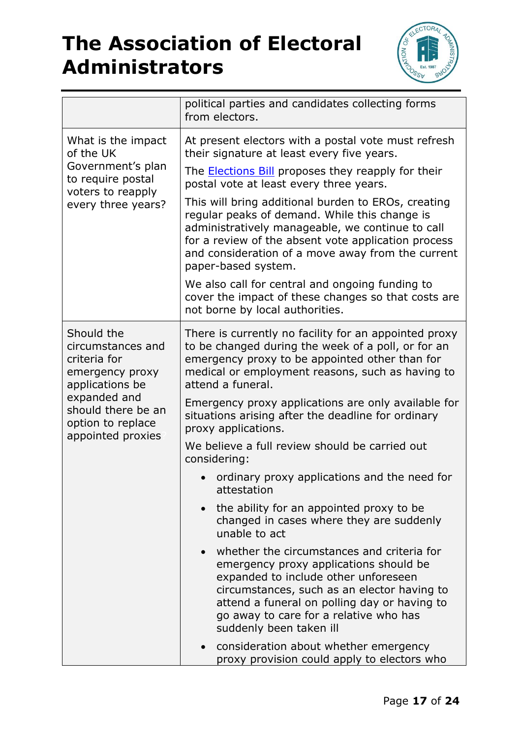| | |
|---|---|
| | political parties and candidates collecting forms from electors. |
| What is the impact of the UK Government's plan to require postal voters to reapply every three years? | At present electors with a postal vote must refresh their signature at least every five years.<br><br>The [Elections Bill]() proposes they reapply for their postal vote at least every three years.<br><br>This will bring additional burden to EROs, creating regular peaks of demand. While this change is administratively manageable, we continue to call for a review of the absent vote application process and consideration of a move away from the current paper-based system.<br><br>We also call for central and ongoing funding to cover the impact of these changes so that costs are not borne by local authorities. |
| Should the circumstances and criteria for emergency proxy applications be expanded and should there be an option to replace appointed proxies? | There is currently no facility for an appointed proxy to be changed during the week of a poll, or for an emergency proxy to be appointed other than for medical or employment reasons, such as having to attend a funeral.<br><br>Emergency proxy applications are only available for situations arising after the deadline for ordinary proxy applications.<br><br>We believe a full review should be carried out considering:<br><br>• ordinary proxy applications and the need for attestation<br>• the ability for an appointed proxy to be changed in cases where they are suddenly unable to act<br>• whether the circumstances and criteria for emergency proxy applications should be expanded to include other unforeseen circumstances, such as an elector having to attend a funeral on polling day or having to go away to care for a relative who has suddenly been taken ill<br>• consideration about whether emergency proxy provision could apply to electors who |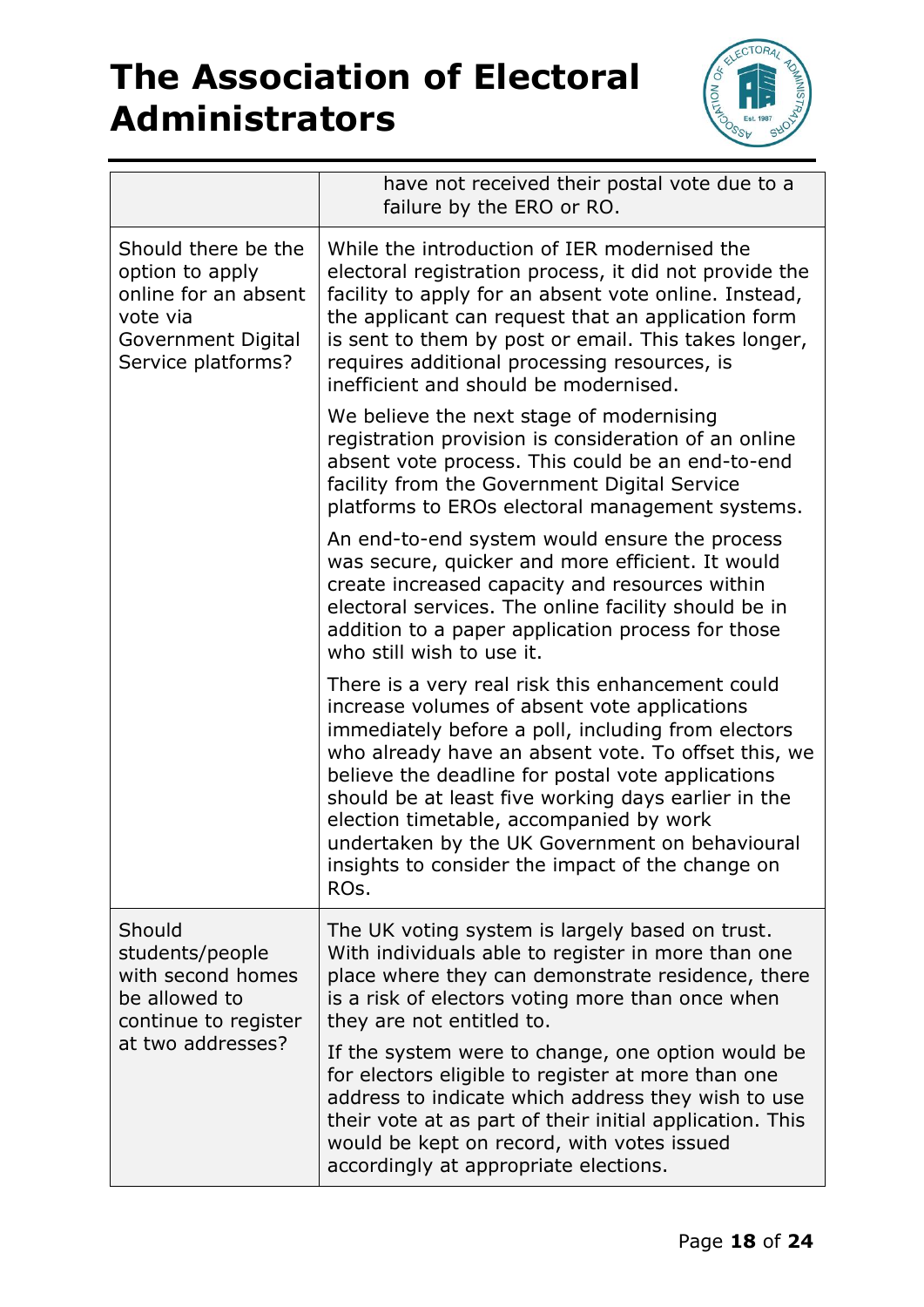| | |
|---|---|
| | have not received their postal vote due to a failure by the ERO or RO. |
| Should there be the option to apply online for an absent vote via Government Digital Service platforms? | While the introduction of IER modernised the electoral registration process, it did not provide the facility to apply for an absent vote online. Instead, the applicant can request that an application form is sent to them by post or email. This takes longer, requires additional processing resources, is inefficient and should be modernised.<br><br>We believe the next stage of modernising registration provision is consideration of an online absent vote process. This could be an end-to-end facility from the Government Digital Service platforms to EROs electoral management systems.<br><br>An end-to-end system would ensure the process was secure, quicker and more efficient. It would create increased capacity and resources within electoral services. The online facility should be in addition to a paper application process for those who still wish to use it.<br><br>There is a very real risk this enhancement could increase volumes of absent vote applications immediately before a poll, including from electors who already have an absent vote. To offset this, we believe the deadline for postal vote applications should be at least five working days earlier in the election timetable, accompanied by work undertaken by the UK Government on behavioural insights to consider the impact of the change on ROs. |
| Should students/people with second homes be allowed to continue to register at two addresses? | The UK voting system is largely based on trust. With individuals able to register in more than one place where they can demonstrate residence, there is a risk of electors voting more than once when they are not entitled to.<br><br>If the system were to change, one option would be for electors eligible to register at more than one address to indicate which address they wish to use their vote at as part of their initial application. This would be kept on record, with votes issued accordingly at appropriate elections. |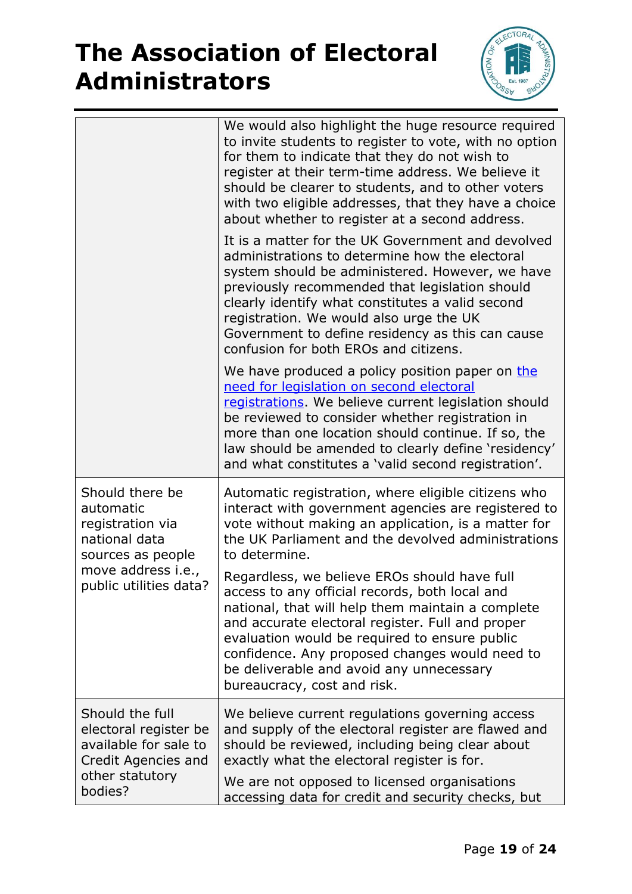| | |
|---|---|
| | We would also highlight the huge resource required to invite students to register to vote, with no option for them to indicate that they do not wish to register at their term-time address. We believe it should be clearer to students, and to other voters with two eligible addresses, that they have a choice about whether to register at a second address.<br><br>It is a matter for the UK Government and devolved administrations to determine how the electoral system should be administered. However, we have previously recommended that legislation should clearly identify what constitutes a valid second registration. We would also urge the UK Government to define residency as this can cause confusion for both EROs and citizens.<br><br>We have produced a policy position paper on [the need for legislation on second electoral registrations](). We believe current legislation should be reviewed to consider whether registration in more than one location should continue. If so, the law should be amended to clearly define 'residency' and what constitutes a 'valid second registration'. |
| Should there be automatic registration via national data sources as people move address i.e., public utilities data? | Automatic registration, where eligible citizens who interact with government agencies are registered to vote without making an application, is a matter for the UK Parliament and the devolved administrations to determine.<br><br>Regardless, we believe EROs should have full access to any official records, both local and national, that will help them maintain a complete and accurate electoral register. Full and proper evaluation would be required to ensure public confidence. Any proposed changes would need to be deliverable and avoid any unnecessary bureaucracy, cost and risk. |
| Should the full electoral register be available for sale to Credit Agencies and other statutory bodies? | We believe current regulations governing access and supply of the electoral register are flawed and should be reviewed, including being clear about exactly what the electoral register is for.<br><br>We are not opposed to licensed organisations accessing data for credit and security checks, but |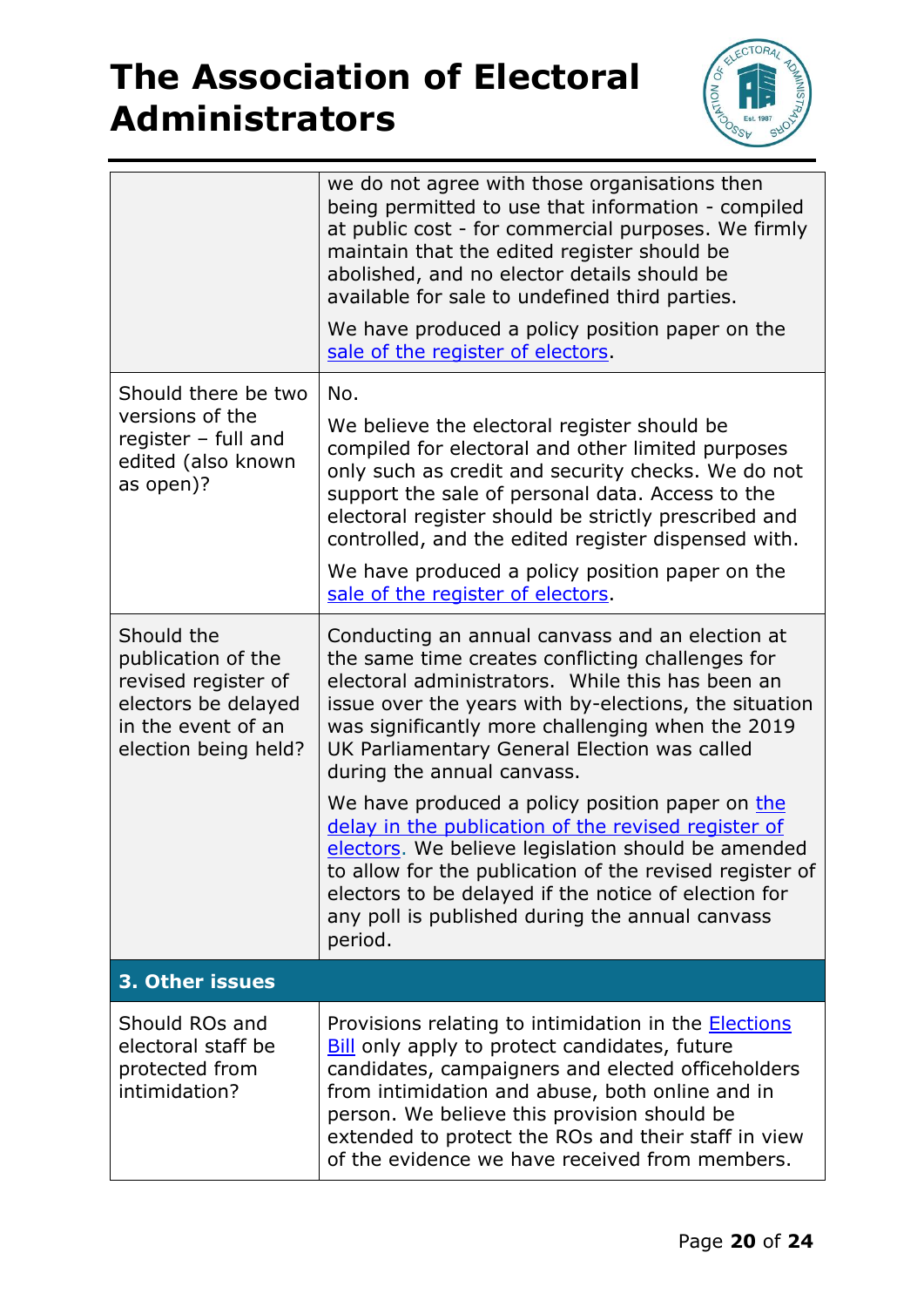| | |
|---|---|
| | we do not agree with those organisations then being permitted to use that information - compiled at public cost - for commercial purposes. We firmly maintain that the edited register should be abolished, and no elector details should be available for sale to undefined third parties.<br><br>We have produced a policy position paper on the [sale of the register of electors](). |
| Should there be two versions of the register – full and edited (also known as open)? | No.<br><br>We believe the electoral register should be compiled for electoral and other limited purposes only such as credit and security checks. We do not support the sale of personal data. Access to the electoral register should be strictly prescribed and controlled, and the edited register dispensed with.<br><br>We have produced a policy position paper on the [sale of the register of electors](). |
| Should the publication of the revised register of electors be delayed in the event of an election being held? | Conducting an annual canvass and an election at the same time creates conflicting challenges for electoral administrators. While this has been an issue over the years with by-elections, the situation was significantly more challenging when the 2019 UK Parliamentary General Election was called during the annual canvass.<br><br>We have produced a policy position paper on [the delay in the publication of the revised register of electors](). We believe legislation should be amended to allow for the publication of the revised register of electors to be delayed if the notice of election for any poll is published during the annual canvass period. |
| **3. Other issues** | |
| Should ROs and electoral staff be protected from intimidation? | Provisions relating to intimidation in the [Elections Bill]() only apply to protect candidates, future candidates, campaigners and elected officeholders from intimidation and abuse, both online and in person. We believe this provision should be extended to protect the ROs and their staff in view of the evidence we have received from members. |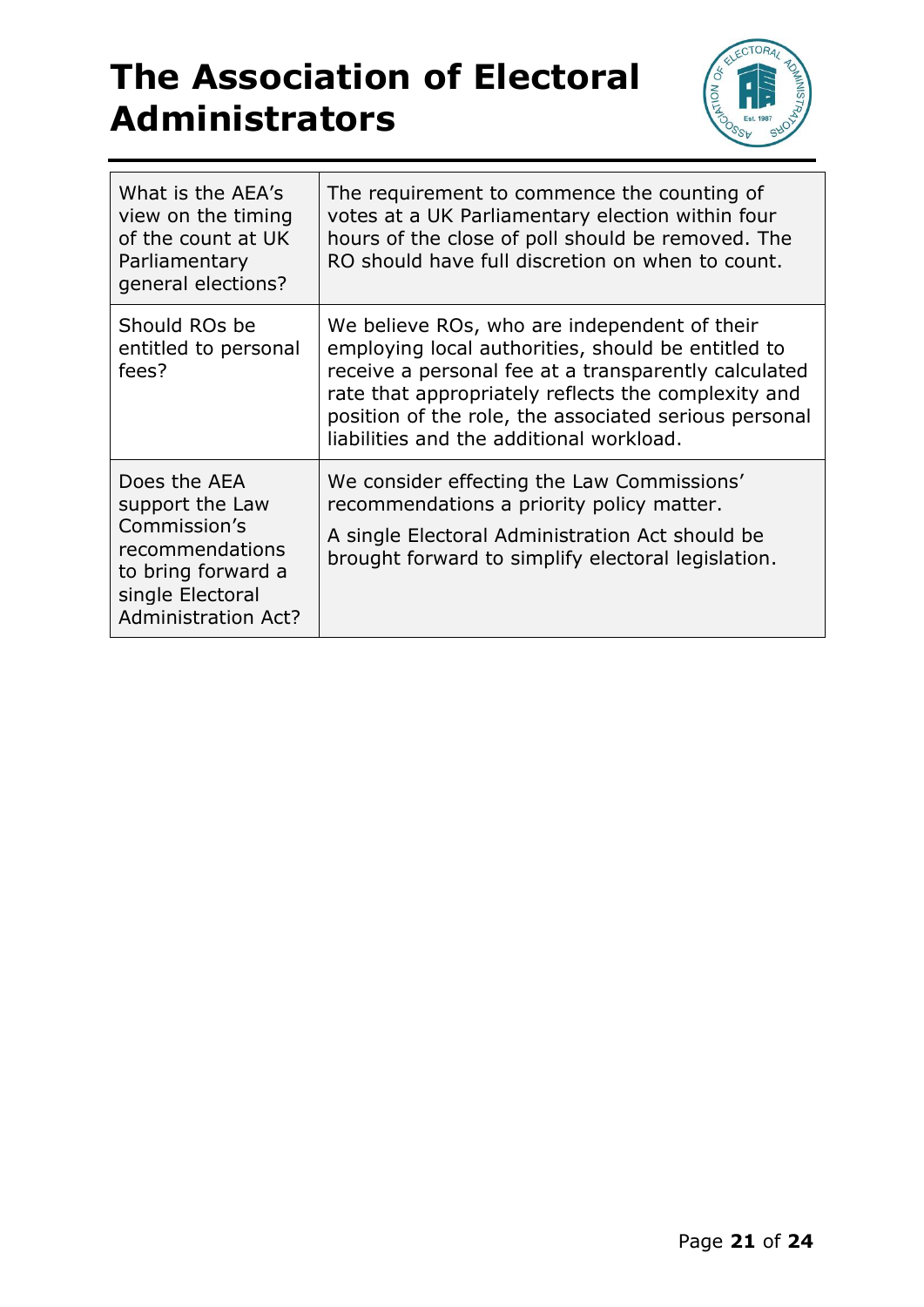# The Association of Electoral Administrators

| | |
|---|---|
| What is the AEA's view on the timing of the count at UK Parliamentary general elections? | The requirement to commence the counting of votes at a UK Parliamentary election within four hours of the close of poll should be removed. The RO should have full discretion on when to count. |
| Should ROs be entitled to personal fees? | We believe ROs, who are independent of their employing local authorities, should be entitled to receive a personal fee at a transparently calculated rate that appropriately reflects the complexity and position of the role, the associated serious personal liabilities and the additional workload. |
| Does the AEA support the Law Commission's recommendations to bring forward a single Electoral Administration Act? | We consider effecting the Law Commissions' recommendations a priority policy matter.<br>A single Electoral Administration Act should be brought forward to simplify electoral legislation. |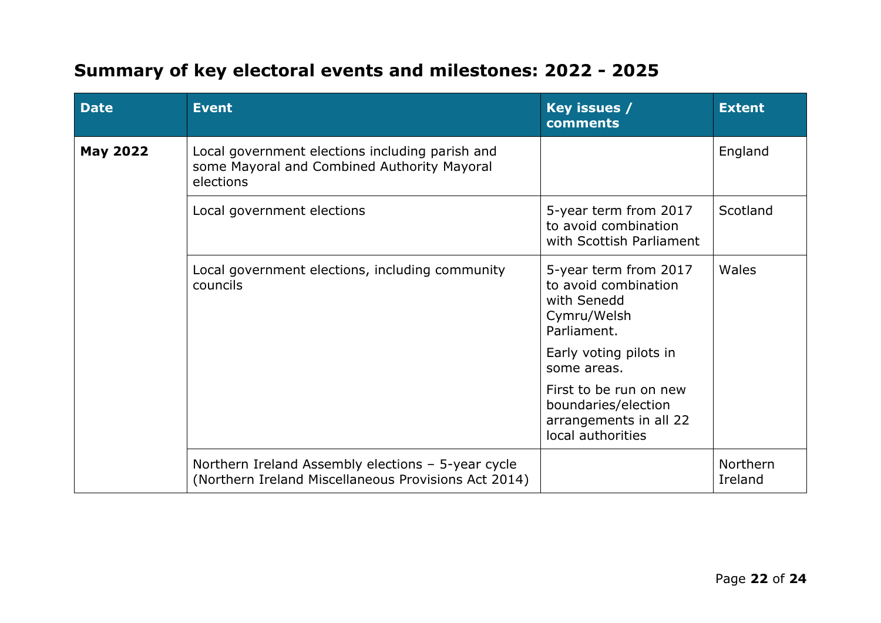## Summary of key electoral events and milestones: 2022 - 2025

| Date | Event | Key issues / comments | Extent |
|---|---|---|---|
| **May 2022** | Local government elections including parish and some Mayoral and Combined Authority Mayoral elections | | England |
| | Local government elections | 5-year term from 2017 to avoid combination with Scottish Parliament | Scotland |
| | Local government elections, including community councils | 5-year term from 2017 to avoid combination with Senedd Cymru/Welsh Parliament.<br><br>Early voting pilots in some areas.<br><br>First to be run on new boundaries/election arrangements in all 22 local authorities | Wales |
| | Northern Ireland Assembly elections – 5-year cycle (Northern Ireland Miscellaneous Provisions Act 2014) | | Northern Ireland |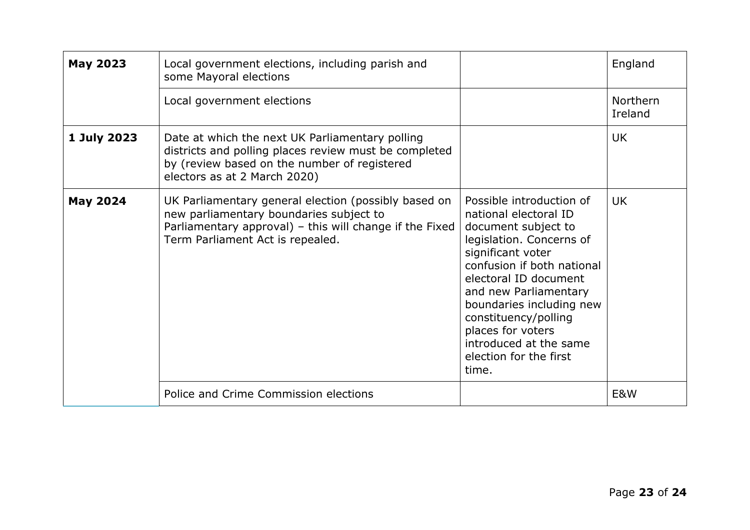| | | | |
|---|---|---|---|
| **May 2023** | Local government elections, including parish and some Mayoral elections | | England |
| | Local government elections | | Northern Ireland |
| **1 July 2023** | Date at which the next UK Parliamentary polling districts and polling places review must be completed by (review based on the number of registered electors as at 2 March 2020) | | UK |
| **May 2024** | UK Parliamentary general election (possibly based on new parliamentary boundaries subject to Parliamentary approval) – this will change if the Fixed Term Parliament Act is repealed. | Possible introduction of national electoral ID document subject to legislation. Concerns of significant voter confusion if both national electoral ID document and new Parliamentary boundaries including new constituency/polling places for voters introduced at the same election for the first time. | UK |
| | Police and Crime Commission elections | | E&W |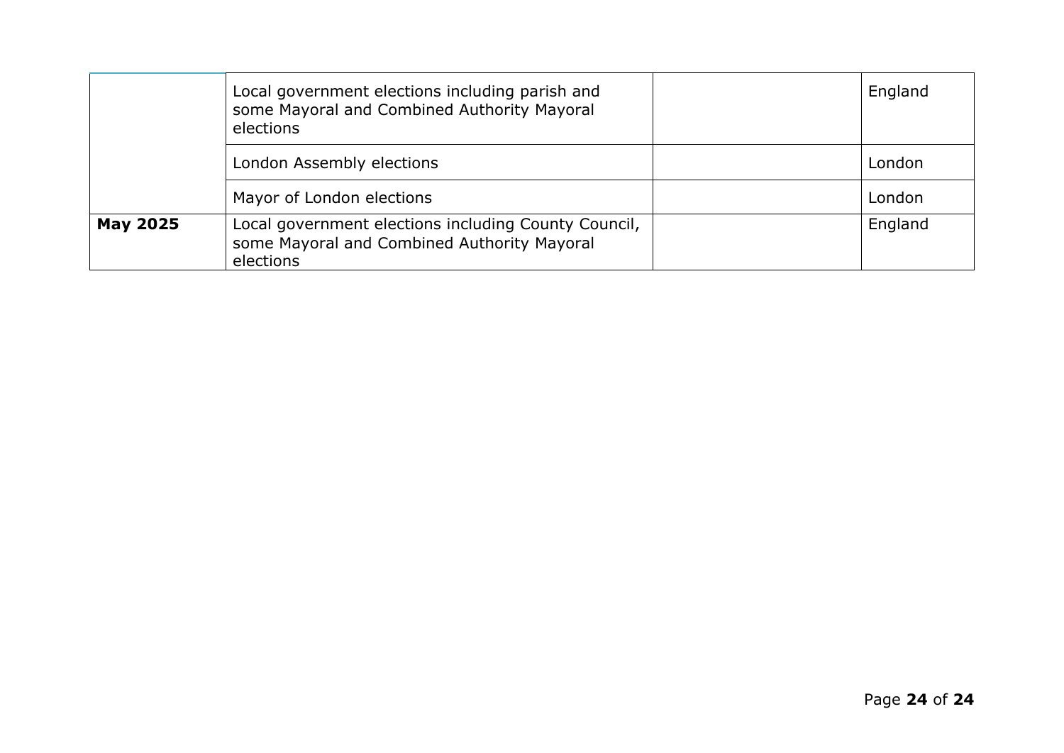| | | | |
|---|---|---|---|
| | Local government elections including parish and some Mayoral and Combined Authority Mayoral elections | | England |
| | London Assembly elections | | London |
| | Mayor of London elections | | London |
| **May 2025** | Local government elections including County Council, some Mayoral and Combined Authority Mayoral elections | | England |